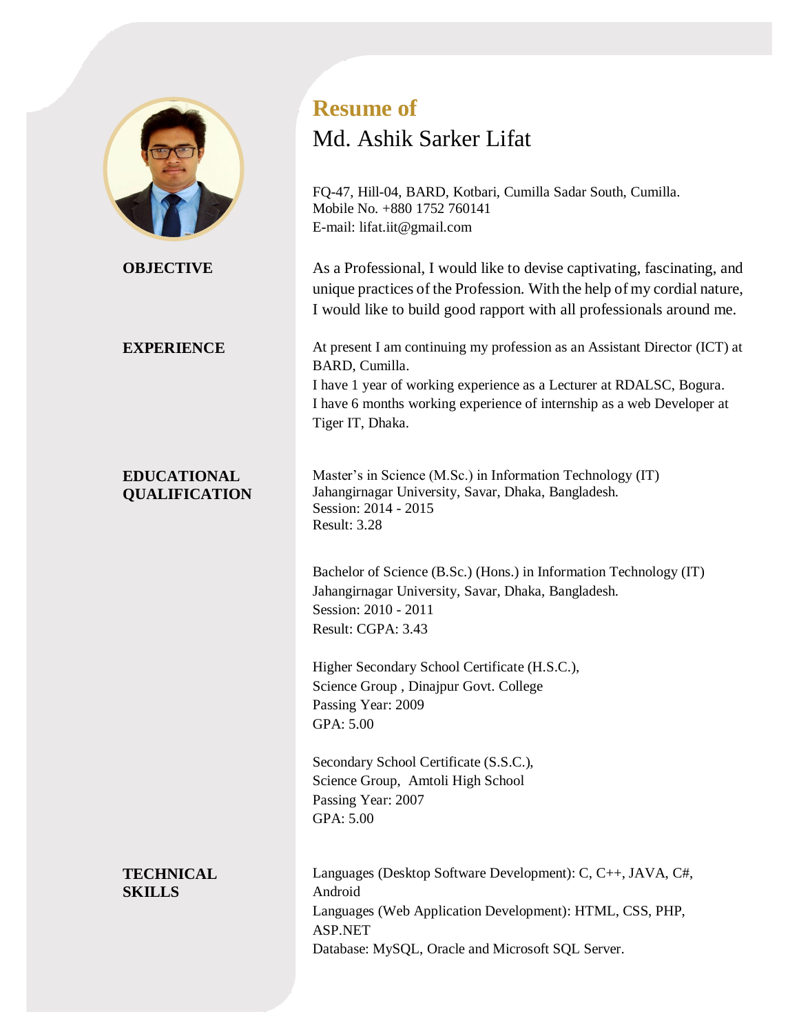**Resume of**

# Md. Ashik Sarker Lifat

FQ-47, Hill-04, BARD, Kotbari, Cumilla Sadar South, Cumilla.
Mobile No. +880 1752 760141
E-mail: lifat.iit@gmail.com

## OBJECTIVE

As a Professional, I would like to devise captivating, fascinating, and unique practices of the Profession. With the help of my cordial nature, I would like to build good rapport with all professionals around me.

## EXPERIENCE

At present I am continuing my profession as an Assistant Director (ICT) at BARD, Cumilla.
I have 1 year of working experience as a Lecturer at RDALSC, Bogura.
I have 6 months working experience of internship as a web Developer at Tiger IT, Dhaka.

## EDUCATIONAL QUALIFICATION

Master's in Science (M.Sc.) in Information Technology (IT)
Jahangirnagar University, Savar, Dhaka, Bangladesh.
Session: 2014 - 2015
Result: 3.28

Bachelor of Science (B.Sc.) (Hons.) in Information Technology (IT)
Jahangirnagar University, Savar, Dhaka, Bangladesh.
Session: 2010 - 2011
Result: CGPA: 3.43

Higher Secondary School Certificate (H.S.C.),
Science Group , Dinajpur Govt. College
Passing Year: 2009
GPA: 5.00

Secondary School Certificate (S.S.C.),
Science Group, Amtoli High School
Passing Year: 2007
GPA: 5.00

## TECHNICAL SKILLS

Languages (Desktop Software Development): C, C++, JAVA, C#, Android
Languages (Web Application Development): HTML, CSS, PHP, ASP.NET
Database: MySQL, Oracle and Microsoft SQL Server.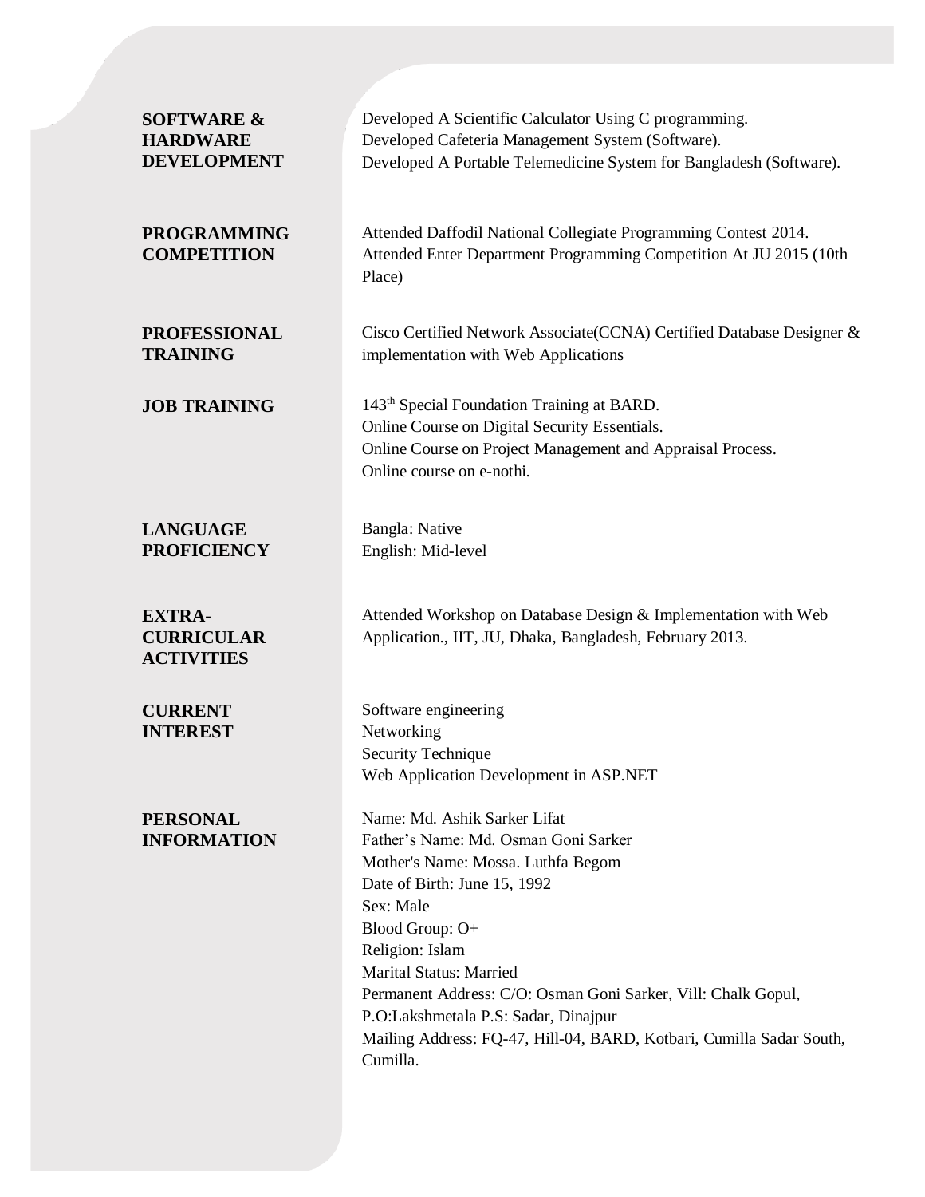## SOFTWARE & HARDWARE DEVELOPMENT

Developed A Scientific Calculator Using C programming.
Developed Cafeteria Management System (Software).
Developed A Portable Telemedicine System for Bangladesh (Software).

## PROGRAMMING COMPETITION

Attended Daffodil National Collegiate Programming Contest 2014.
Attended Enter Department Programming Competition At JU 2015 (10th Place)

## PROFESSIONAL TRAINING

Cisco Certified Network Associate(CCNA) Certified Database Designer & implementation with Web Applications

## JOB TRAINING

143th Special Foundation Training at BARD.
Online Course on Digital Security Essentials.
Online Course on Project Management and Appraisal Process.
Online course on e-nothi.

## LANGUAGE PROFICIENCY

Bangla: Native
English: Mid-level

## EXTRA-CURRICULAR ACTIVITIES

Attended Workshop on Database Design & Implementation with Web Application., IIT, JU, Dhaka, Bangladesh, February 2013.

## CURRENT INTEREST

Software engineering
Networking
Security Technique
Web Application Development in ASP.NET

## PERSONAL INFORMATION

Name: Md. Ashik Sarker Lifat
Father's Name: Md. Osman Goni Sarker
Mother's Name: Mossa. Luthfa Begom
Date of Birth: June 15, 1992
Sex: Male
Blood Group: O+
Religion: Islam
Marital Status: Married
Permanent Address: C/O: Osman Goni Sarker, Vill: Chalk Gopul, P.O:Lakshmetala P.S: Sadar, Dinajpur
Mailing Address: FQ-47, Hill-04, BARD, Kotbari, Cumilla Sadar South, Cumilla.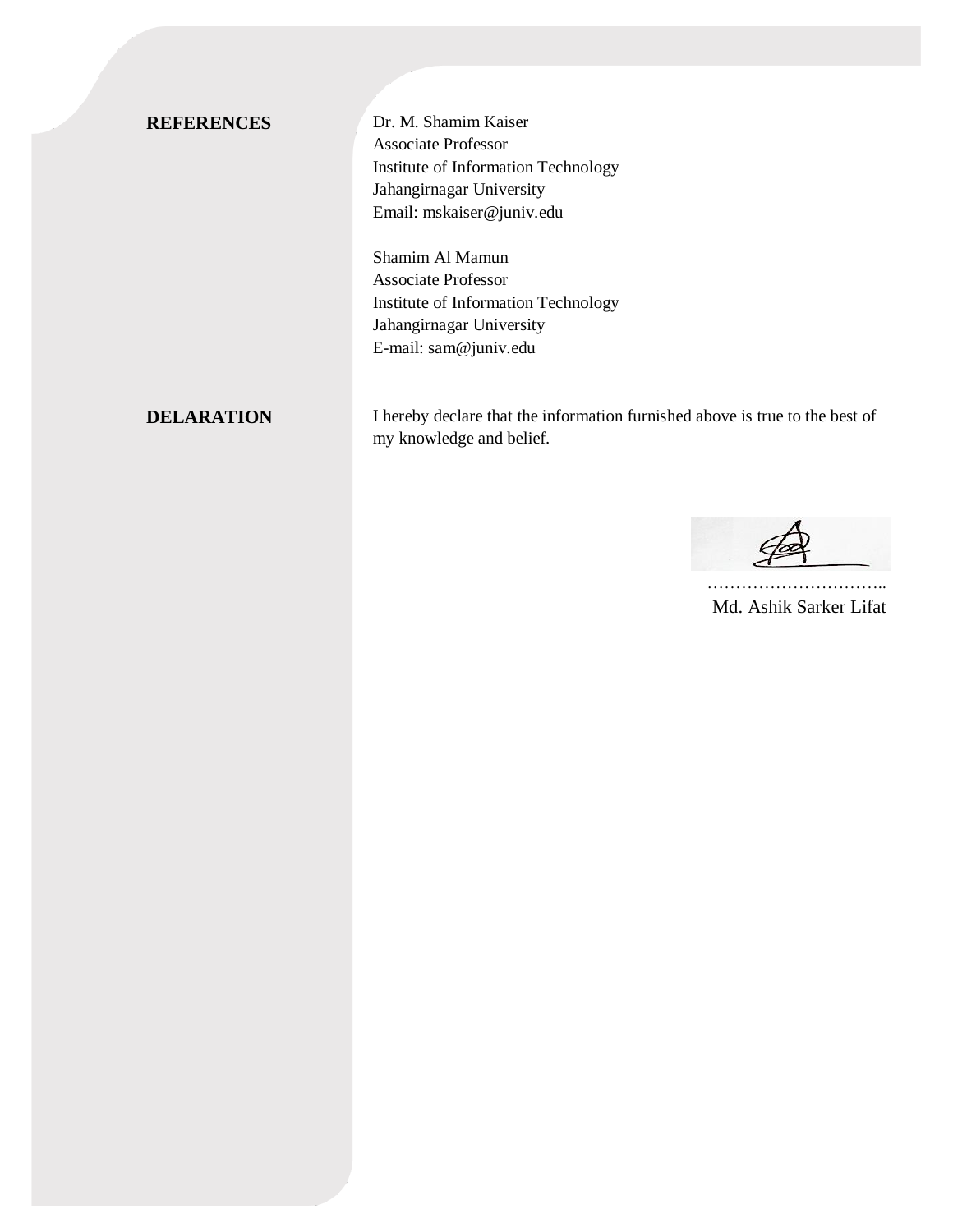## REFERENCES

Dr. M. Shamim Kaiser
Associate Professor
Institute of Information Technology
Jahangirnagar University
Email: mskaiser@juniv.edu

Shamim Al Mamun
Associate Professor
Institute of Information Technology
Jahangirnagar University
E-mail: sam@juniv.edu

## DELARATION

I hereby declare that the information furnished above is true to the best of my knowledge and belief.

…………………………..
Md. Ashik Sarker Lifat